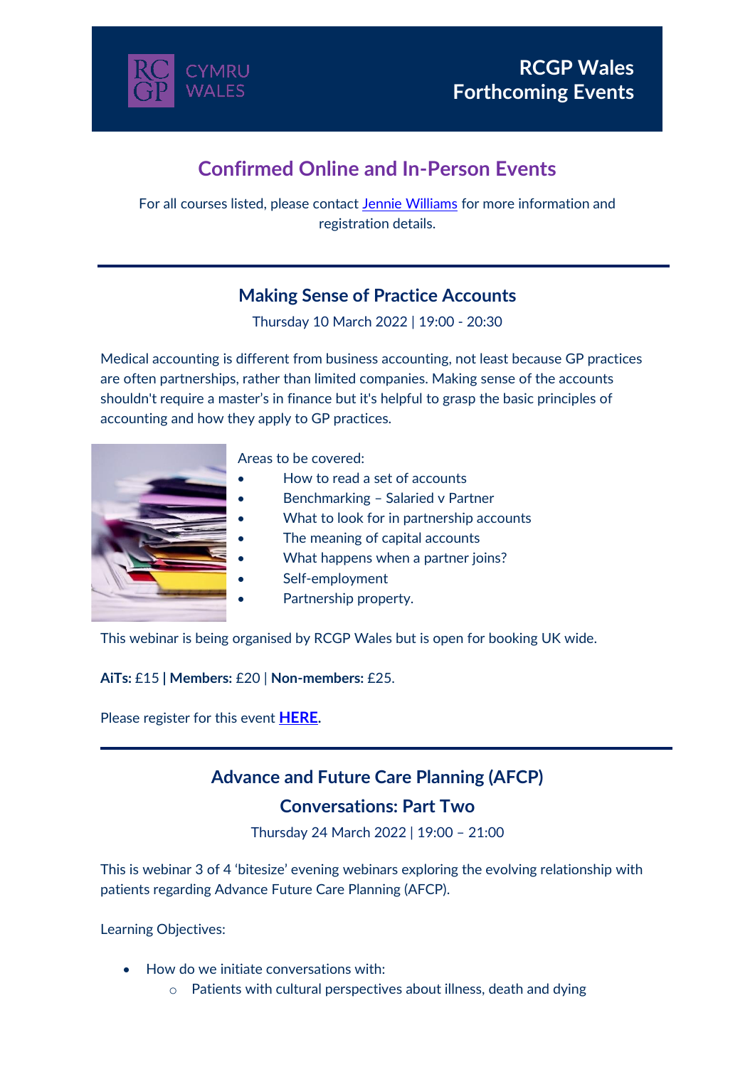# RCGP Wales Forthcoming Events

## Confirmed Online and In-Person Events

For all courses listed, please contact Jennie Williams for more information and registration details.

---

### Making Sense of Practice Accounts

Thursday 10 March 2022 | 19:00 - 20:30

Medical accounting is different from business accounting, not least because GP practices are often partnerships, rather than limited companies. Making sense of the accounts shouldn't require a master's in finance but it's helpful to grasp the basic principles of accounting and how they apply to GP practices.

Areas to be covered:

- How to read a set of accounts
- Benchmarking – Salaried v Partner
- What to look for in partnership accounts
- The meaning of capital accounts
- What happens when a partner joins?
- Self-employment
- Partnership property.

This webinar is being organised by RCGP Wales but is open for booking UK wide.

**AiTs:** £15 **| Members:** £20 | **Non-members:** £25.

Please register for this event **HERE**.

---

### Advance and Future Care Planning (AFCP) Conversations: Part Two

Thursday 24 March 2022 | 19:00 – 21:00

This is webinar 3 of 4 'bitesize' evening webinars exploring the evolving relationship with patients regarding Advance Future Care Planning (AFCP).

Learning Objectives:

- How do we initiate conversations with:
  - Patients with cultural perspectives about illness, death and dying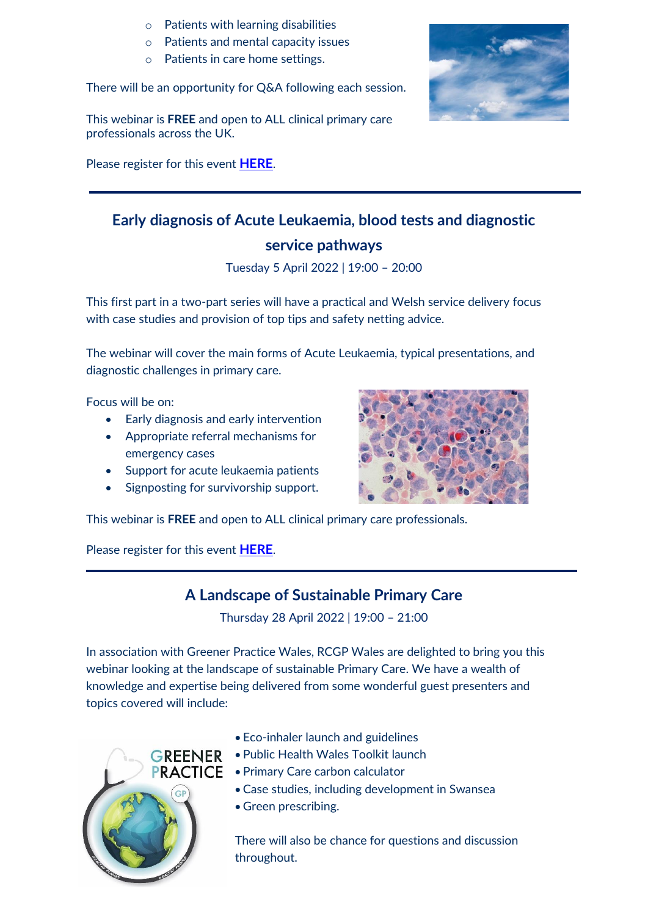- Patients with learning disabilities
- Patients and mental capacity issues
- Patients in care home settings.

There will be an opportunity for Q&A following each session.

This webinar is **FREE** and open to ALL clinical primary care professionals across the UK.

Please register for this event **HERE**.

---

## Early diagnosis of Acute Leukaemia, blood tests and diagnostic service pathways

Tuesday 5 April 2022 | 19:00 – 20:00

This first part in a two-part series will have a practical and Welsh service delivery focus with case studies and provision of top tips and safety netting advice.

The webinar will cover the main forms of Acute Leukaemia, typical presentations, and diagnostic challenges in primary care.

Focus will be on:

- Early diagnosis and early intervention
- Appropriate referral mechanisms for emergency cases
- Support for acute leukaemia patients
- Signposting for survivorship support.

This webinar is **FREE** and open to ALL clinical primary care professionals.

Please register for this event **HERE**.

---

## A Landscape of Sustainable Primary Care

Thursday 28 April 2022 | 19:00 – 21:00

In association with Greener Practice Wales, RCGP Wales are delighted to bring you this webinar looking at the landscape of sustainable Primary Care. We have a wealth of knowledge and expertise being delivered from some wonderful guest presenters and topics covered will include:

- Eco-inhaler launch and guidelines
- Public Health Wales Toolkit launch
- Primary Care carbon calculator
- Case studies, including development in Swansea
- Green prescribing.

There will also be chance for questions and discussion throughout.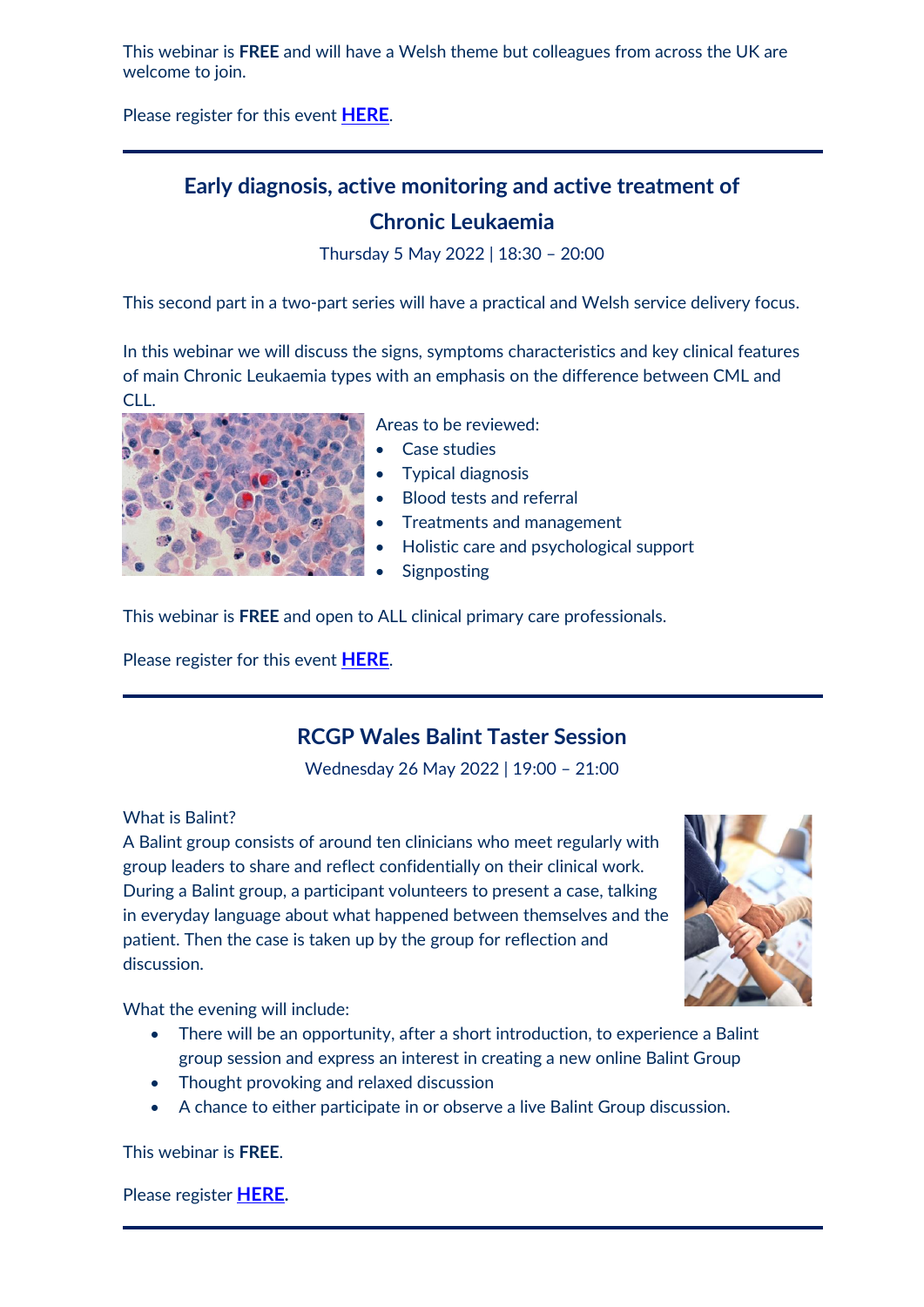This webinar is **FREE** and will have a Welsh theme but colleagues from across the UK are welcome to join.

Please register for this event **HERE**.

---

## Early diagnosis, active monitoring and active treatment of Chronic Leukaemia

Thursday 5 May 2022 | 18:30 – 20:00

This second part in a two-part series will have a practical and Welsh service delivery focus.

In this webinar we will discuss the signs, symptoms characteristics and key clinical features of main Chronic Leukaemia types with an emphasis on the difference between CML and CLL.

Areas to be reviewed:

- Case studies
- Typical diagnosis
- Blood tests and referral
- Treatments and management
- Holistic care and psychological support
- Signposting

This webinar is **FREE** and open to ALL clinical primary care professionals.

Please register for this event **HERE**.

---

## RCGP Wales Balint Taster Session

Wednesday 26 May 2022 | 19:00 – 21:00

What is Balint?
A Balint group consists of around ten clinicians who meet regularly with group leaders to share and reflect confidentially on their clinical work. During a Balint group, a participant volunteers to present a case, talking in everyday language about what happened between themselves and the patient. Then the case is taken up by the group for reflection and discussion.

What the evening will include:

- There will be an opportunity, after a short introduction, to experience a Balint group session and express an interest in creating a new online Balint Group
- Thought provoking and relaxed discussion
- A chance to either participate in or observe a live Balint Group discussion.

This webinar is **FREE**.

Please register **HERE**.

---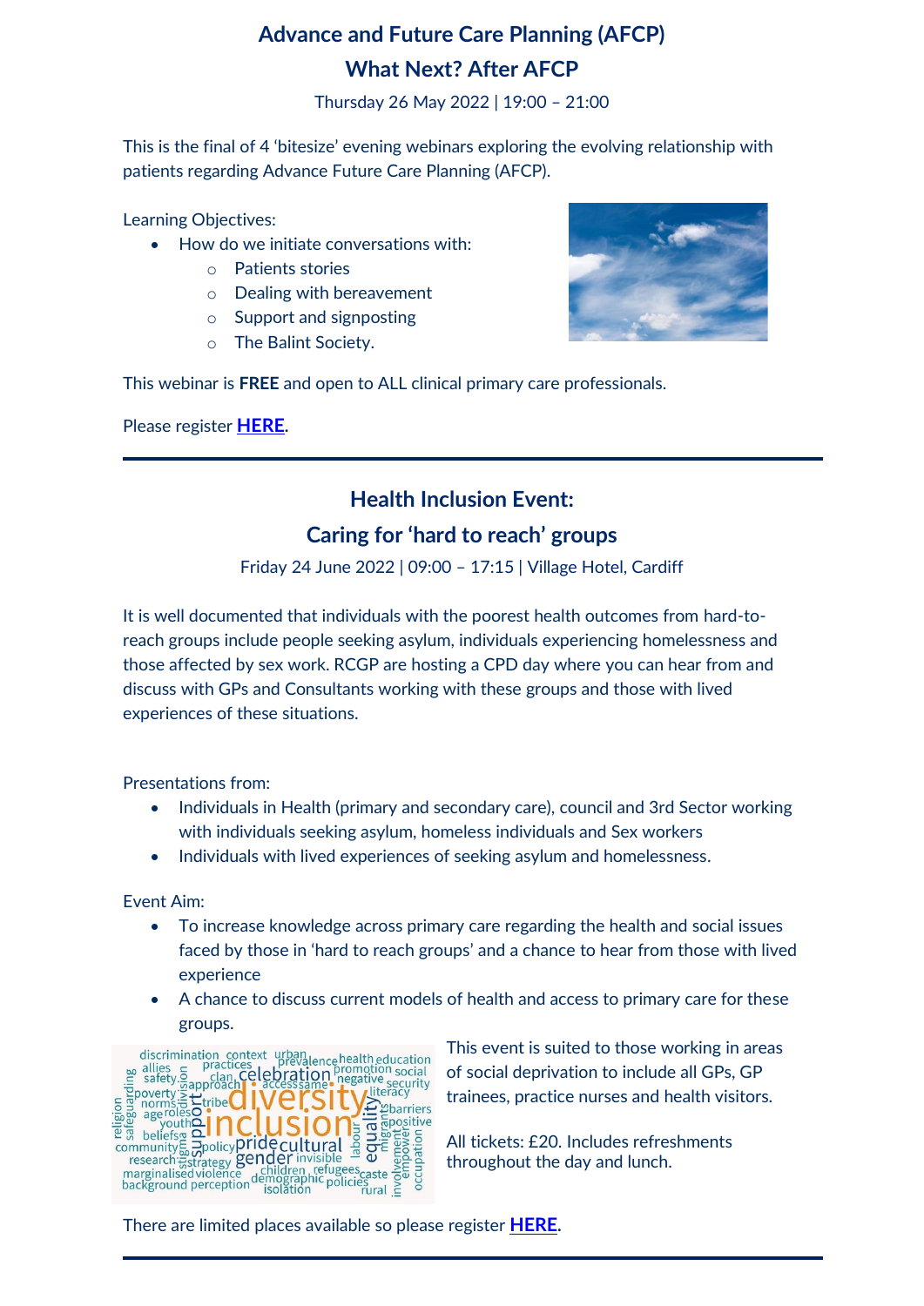## Advance and Future Care Planning (AFCP)

## What Next? After AFCP

Thursday 26 May 2022 | 19:00 – 21:00

This is the final of 4 'bitesize' evening webinars exploring the evolving relationship with patients regarding Advance Future Care Planning (AFCP).

Learning Objectives:

- How do we initiate conversations with:
  - Patients stories
  - Dealing with bereavement
  - Support and signposting
  - The Balint Society.

This webinar is **FREE** and open to ALL clinical primary care professionals.

Please register **HERE**.

---

## Health Inclusion Event:

## Caring for 'hard to reach' groups

Friday 24 June 2022 | 09:00 – 17:15 | Village Hotel, Cardiff

It is well documented that individuals with the poorest health outcomes from hard-to-reach groups include people seeking asylum, individuals experiencing homelessness and those affected by sex work. RCGP are hosting a CPD day where you can hear from and discuss with GPs and Consultants working with these groups and those with lived experiences of these situations.

Presentations from:

- Individuals in Health (primary and secondary care), council and 3rd Sector working with individuals seeking asylum, homeless individuals and Sex workers
- Individuals with lived experiences of seeking asylum and homelessness.

Event Aim:

- To increase knowledge across primary care regarding the health and social issues faced by those in 'hard to reach groups' and a chance to hear from those with lived experience
- A chance to discuss current models of health and access to primary care for these groups.

This event is suited to those working in areas of social deprivation to include all GPs, GP trainees, practice nurses and health visitors.

All tickets: £20. Includes refreshments throughout the day and lunch.

There are limited places available so please register **HERE**.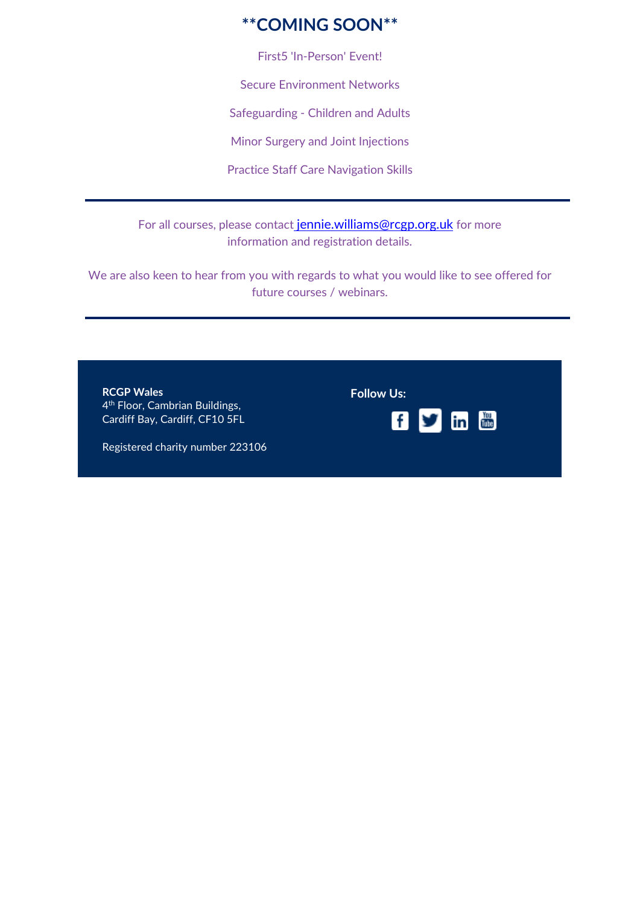## **COMING SOON**

First5 'In-Person' Event!

Secure Environment Networks

Safeguarding - Children and Adults

Minor Surgery and Joint Injections

Practice Staff Care Navigation Skills

---

For all courses, please contact jennie.williams@rcgp.org.uk for more information and registration details.

We are also keen to hear from you with regards to what you would like to see offered for future courses / webinars.

---

**RCGP Wales**
4th Floor, Cambrian Buildings,
Cardiff Bay, Cardiff, CF10 5FL

Registered charity number 223106

**Follow Us:**